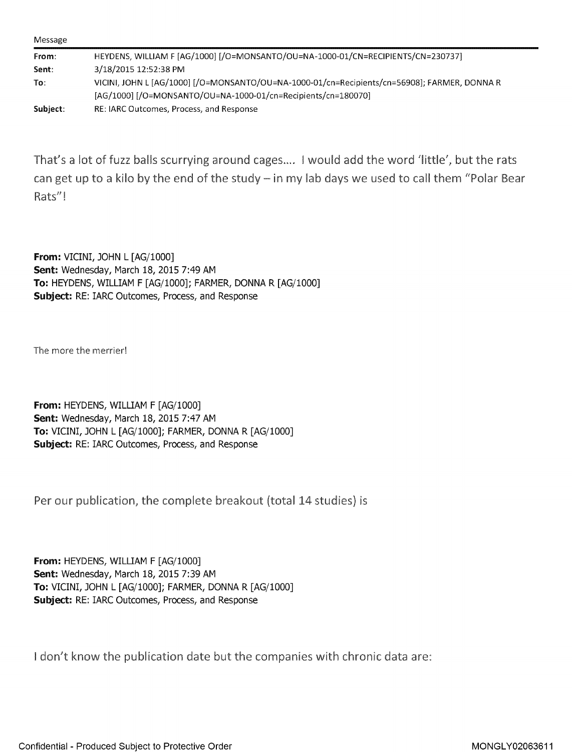Message

| | |
|---|---|
| **From:** | HEYDENS, WILLIAM F [AG/1000] [/O=MONSANTO/OU=NA-1000-01/CN=RECIPIENTS/CN=230737] |
| **Sent:** | 3/18/2015 12:52:38 PM |
| **To:** | VICINI, JOHN L [AG/1000] [/O=MONSANTO/OU=NA-1000-01/cn=Recipients/cn=56908]; FARMER, DONNA R [AG/1000] [/O=MONSANTO/OU=NA-1000-01/cn=Recipients/cn=180070] |
| **Subject:** | RE: IARC Outcomes, Process, and Response |

That's a lot of fuzz balls scurrying around cages.... I would add the word 'little', but the rats can get up to a kilo by the end of the study – in my lab days we used to call them "Polar Bear Rats"!

**From:** VICINI, JOHN L [AG/1000]
**Sent:** Wednesday, March 18, 2015 7:49 AM
**To:** HEYDENS, WILLIAM F [AG/1000]; FARMER, DONNA R [AG/1000]
**Subject:** RE: IARC Outcomes, Process, and Response

The more the merrier!

**From:** HEYDENS, WILLIAM F [AG/1000]
**Sent:** Wednesday, March 18, 2015 7:47 AM
**To:** VICINI, JOHN L [AG/1000]; FARMER, DONNA R [AG/1000]
**Subject:** RE: IARC Outcomes, Process, and Response

Per our publication, the complete breakout (total 14 studies) is

**From:** HEYDENS, WILLIAM F [AG/1000]
**Sent:** Wednesday, March 18, 2015 7:39 AM
**To:** VICINI, JOHN L [AG/1000]; FARMER, DONNA R [AG/1000]
**Subject:** RE: IARC Outcomes, Process, and Response

I don't know the publication date but the companies with chronic data are:

Confidential - Produced Subject to Protective Order MONGLY02063611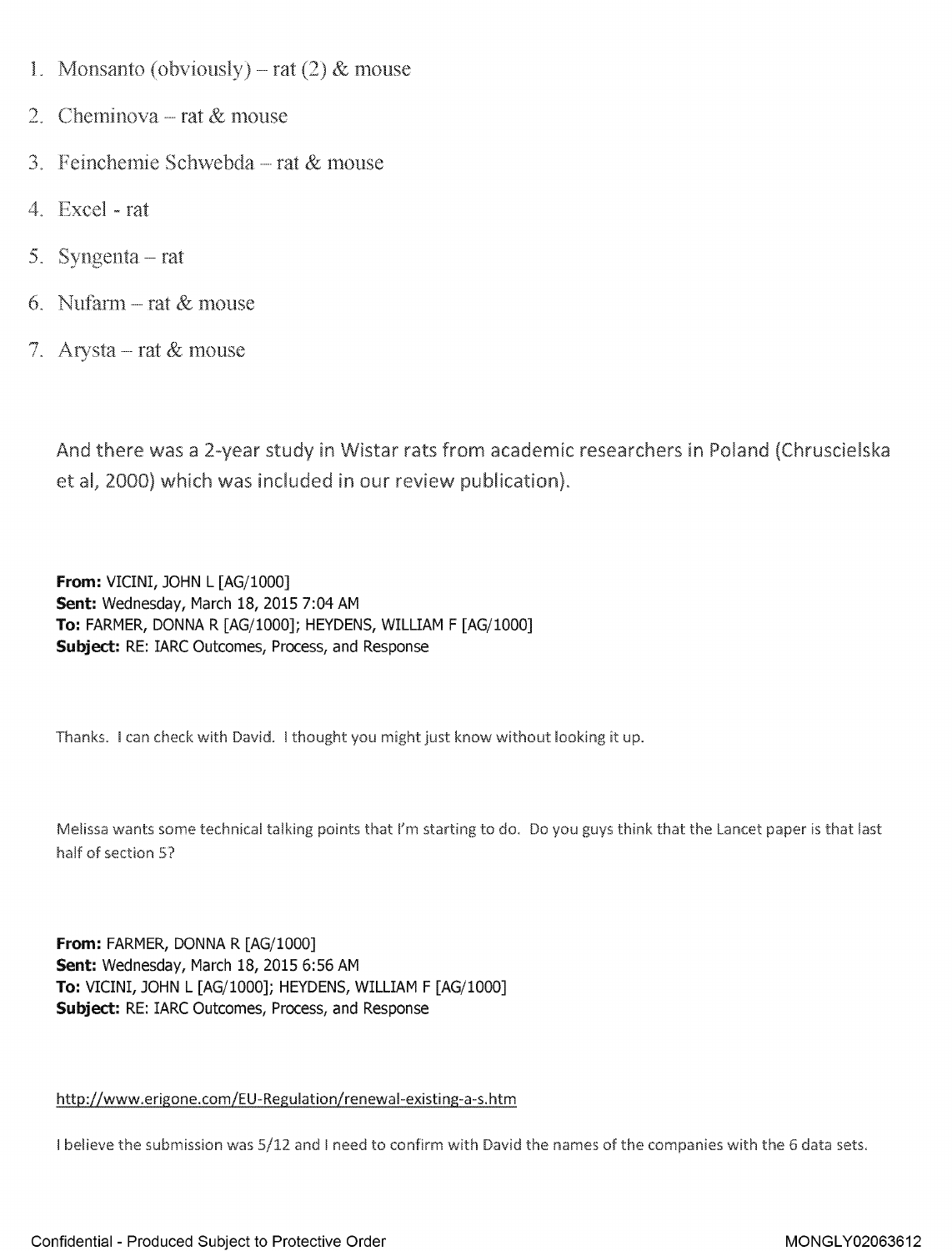1. Monsanto (obviously) – rat (2) & mouse
2. Cheminova – rat & mouse
3. Feinchemie Schwebda – rat & mouse
4. Excel - rat
5. Syngenta – rat
6. Nufarm – rat & mouse
7. Arysta – rat & mouse

And there was a 2-year study in Wistar rats from academic researchers in Poland (Chruscielska et al, 2000) which was included in our review publication).

**From:** VICINI, JOHN L [AG/1000]
**Sent:** Wednesday, March 18, 2015 7:04 AM
**To:** FARMER, DONNA R [AG/1000]; HEYDENS, WILLIAM F [AG/1000]
**Subject:** RE: IARC Outcomes, Process, and Response

Thanks. I can check with David. I thought you might just know without looking it up.

Melissa wants some technical talking points that I'm starting to do. Do you guys think that the Lancet paper is that last half of section 5?

**From:** FARMER, DONNA R [AG/1000]
**Sent:** Wednesday, March 18, 2015 6:56 AM
**To:** VICINI, JOHN L [AG/1000]; HEYDENS, WILLIAM F [AG/1000]
**Subject:** RE: IARC Outcomes, Process, and Response

http://www.erigone.com/EU-Regulation/renewal-existing-a-s.htm

I believe the submission was 5/12 and I need to confirm with David the names of the companies with the 6 data sets.

Confidential - Produced Subject to Protective Order MONGLY02063612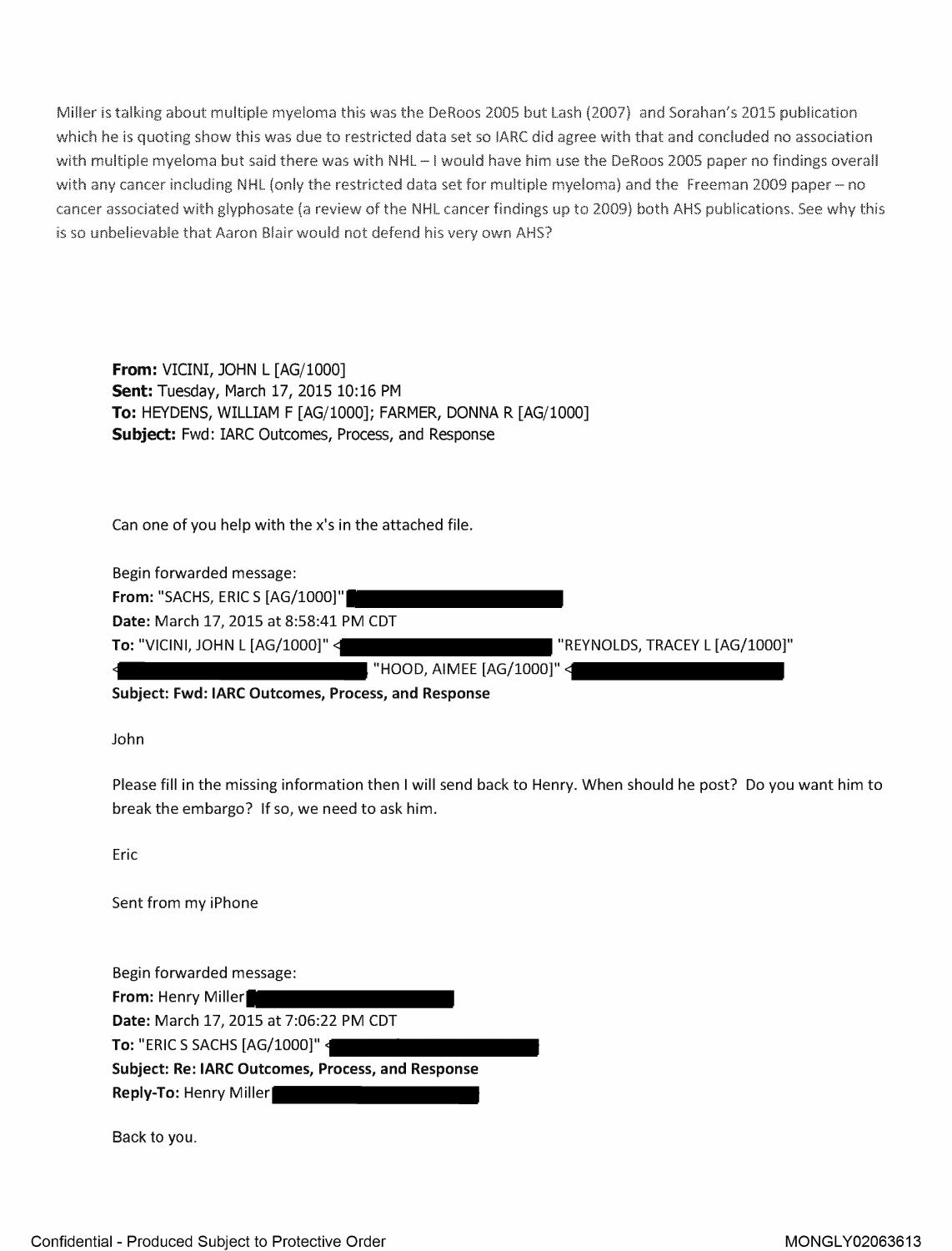Miller is talking about multiple myeloma this was the DeRoos 2005 but Lash (2007) and Sorahan's 2015 publication which he is quoting show this was due to restricted data set so IARC did agree with that and concluded no association with multiple myeloma but said there was with NHL – I would have him use the DeRoos 2005 paper no findings overall with any cancer including NHL (only the restricted data set for multiple myeloma) and the Freeman 2009 paper – no cancer associated with glyphosate (a review of the NHL cancer findings up to 2009) both AHS publications. See why this is so unbelievable that Aaron Blair would not defend his very own AHS?

**From:** VICINI, JOHN L [AG/1000]
**Sent:** Tuesday, March 17, 2015 10:16 PM
**To:** HEYDENS, WILLIAM F [AG/1000]; FARMER, DONNA R [AG/1000]
**Subject:** Fwd: IARC Outcomes, Process, and Response

Can one of you help with the x's in the attached file.

Begin forwarded message:
**From:** "SACHS, ERIC S [AG/1000]" [REDACTED]
**Date:** March 17, 2015 at 8:58:41 PM CDT
**To:** "VICINI, JOHN L [AG/1000]" <[REDACTED] "REYNOLDS, TRACEY L [AG/1000]" <[REDACTED] "HOOD, AIMEE [AG/1000]" <[REDACTED]
**Subject: Fwd: IARC Outcomes, Process, and Response**

John

Please fill in the missing information then I will send back to Henry. When should he post? Do you want him to break the embargo? If so, we need to ask him.

Eric

Sent from my iPhone

Begin forwarded message:
**From:** Henry Miller [REDACTED]
**Date:** March 17, 2015 at 7:06:22 PM CDT
**To:** "ERIC S SACHS [AG/1000]" <[REDACTED]
**Subject: Re: IARC Outcomes, Process, and Response**
**Reply-To:** Henry Miller [REDACTED]

Back to you.

Confidential - Produced Subject to Protective Order

MONGLY02063613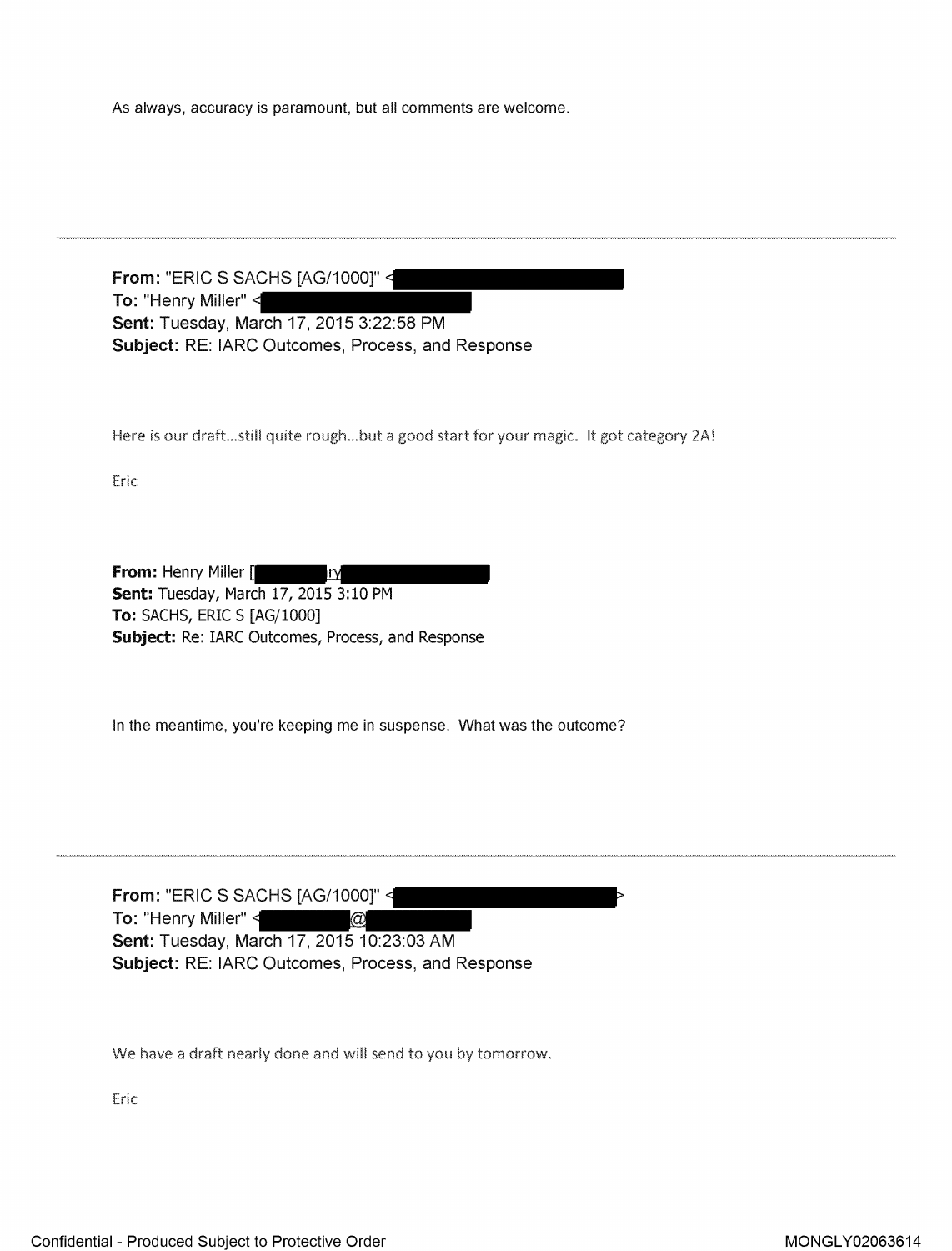As always, accuracy is paramount, but all comments are welcome.

---

**From:** "ERIC S SACHS [AG/1000]" <
**To:** "Henry Miller" <
**Sent:** Tuesday, March 17, 2015 3:22:58 PM
**Subject:** RE: IARC Outcomes, Process, and Response

Here is our draft...still quite rough...but a good start for your magic. It got category 2A!

Eric

**From:** Henry Miller [ ry ]
**Sent:** Tuesday, March 17, 2015 3:10 PM
**To:** SACHS, ERIC S [AG/1000]
**Subject:** Re: IARC Outcomes, Process, and Response

In the meantime, you're keeping me in suspense. What was the outcome?

---

**From:** "ERIC S SACHS [AG/1000]" < >
**To:** "Henry Miller" < @ 
**Sent:** Tuesday, March 17, 2015 10:23:03 AM
**Subject:** RE: IARC Outcomes, Process, and Response

We have a draft nearly done and will send to you by tomorrow.

Eric

Confidential - Produced Subject to Protective Order

MONGLY02063614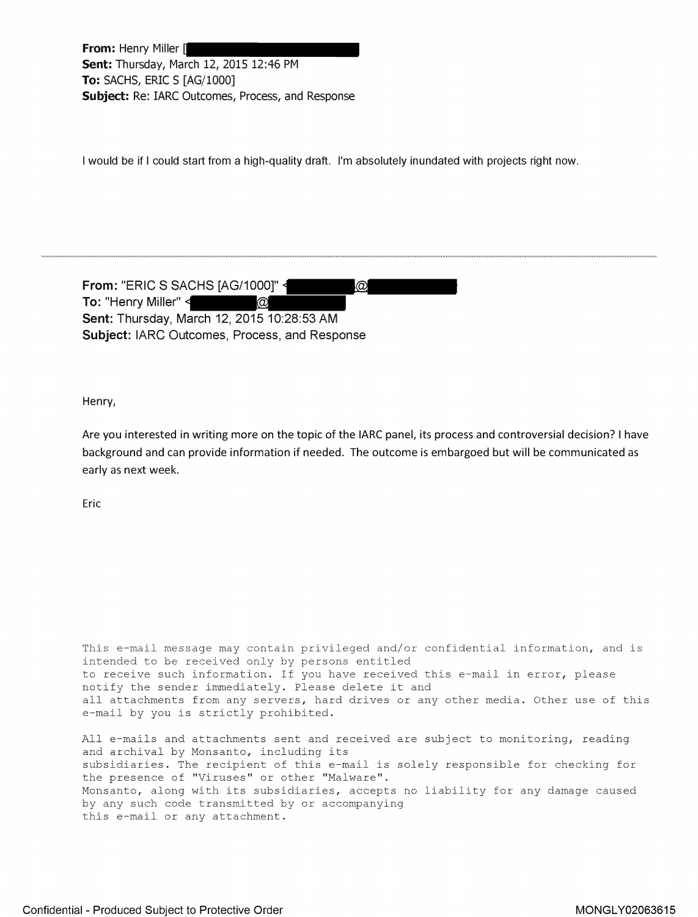**From:** Henry Miller [
**Sent:** Thursday, March 12, 2015 12:46 PM
**To:** SACHS, ERIC S [AG/1000]
**Subject:** Re: IARC Outcomes, Process, and Response

I would be if I could start from a high-quality draft. I'm absolutely inundated with projects right now.

---

**From:** "ERIC S SACHS [AG/1000]" <@
**To:** "Henry Miller" <@
**Sent:** Thursday, March 12, 2015 10:28:53 AM
**Subject:** IARC Outcomes, Process, and Response

Henry,

Are you interested in writing more on the topic of the IARC panel, its process and controversial decision? I have background and can provide information if needed. The outcome is embargoed but will be communicated as early as next week.

Eric

```
This e-mail message may contain privileged and/or confidential information, and is
intended to be received only by persons entitled
to receive such information. If you have received this e-mail in error, please
notify the sender immediately. Please delete it and
all attachments from any servers, hard drives or any other media. Other use of this
e-mail by you is strictly prohibited.

All e-mails and attachments sent and received are subject to monitoring, reading
and archival by Monsanto, including its
subsidiaries. The recipient of this e-mail is solely responsible for checking for
the presence of "Viruses" or other "Malware".
Monsanto, along with its subsidiaries, accepts no liability for any damage caused
by any such code transmitted by or accompanying
this e-mail or any attachment.
```

Confidential - Produced Subject to Protective Order

MONGLY02063615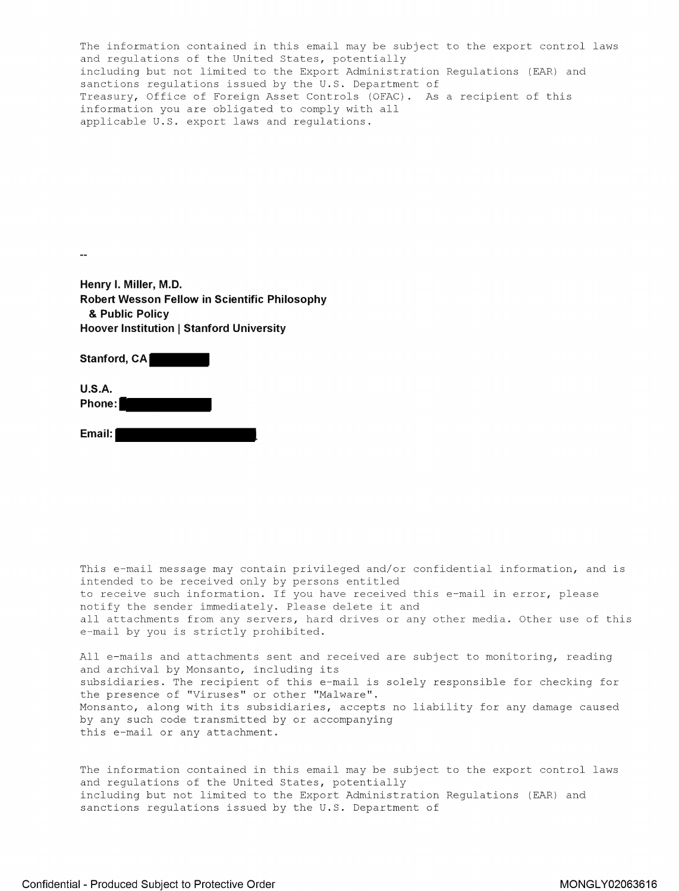The information contained in this email may be subject to the export control laws and regulations of the United States, potentially including but not limited to the Export Administration Regulations (EAR) and sanctions regulations issued by the U.S. Department of Treasury, Office of Foreign Asset Controls (OFAC). As a recipient of this information you are obligated to comply with all applicable U.S. export laws and regulations.

--

**Henry I. Miller, M.D.**
**Robert Wesson Fellow in Scientific Philosophy**
**& Public Policy**
**Hoover Institution | Stanford University**

**Stanford, CA** [REDACTED]

**U.S.A.**
**Phone:** [REDACTED]

**Email:** [REDACTED]

This e-mail message may contain privileged and/or confidential information, and is intended to be received only by persons entitled to receive such information. If you have received this e-mail in error, please notify the sender immediately. Please delete it and all attachments from any servers, hard drives or any other media. Other use of this e-mail by you is strictly prohibited.

All e-mails and attachments sent and received are subject to monitoring, reading and archival by Monsanto, including its subsidiaries. The recipient of this e-mail is solely responsible for checking for the presence of "Viruses" or other "Malware". Monsanto, along with its subsidiaries, accepts no liability for any damage caused by any such code transmitted by or accompanying this e-mail or any attachment.

The information contained in this email may be subject to the export control laws and regulations of the United States, potentially including but not limited to the Export Administration Regulations (EAR) and sanctions regulations issued by the U.S. Department of

Confidential - Produced Subject to Protective Order MONGLY02063616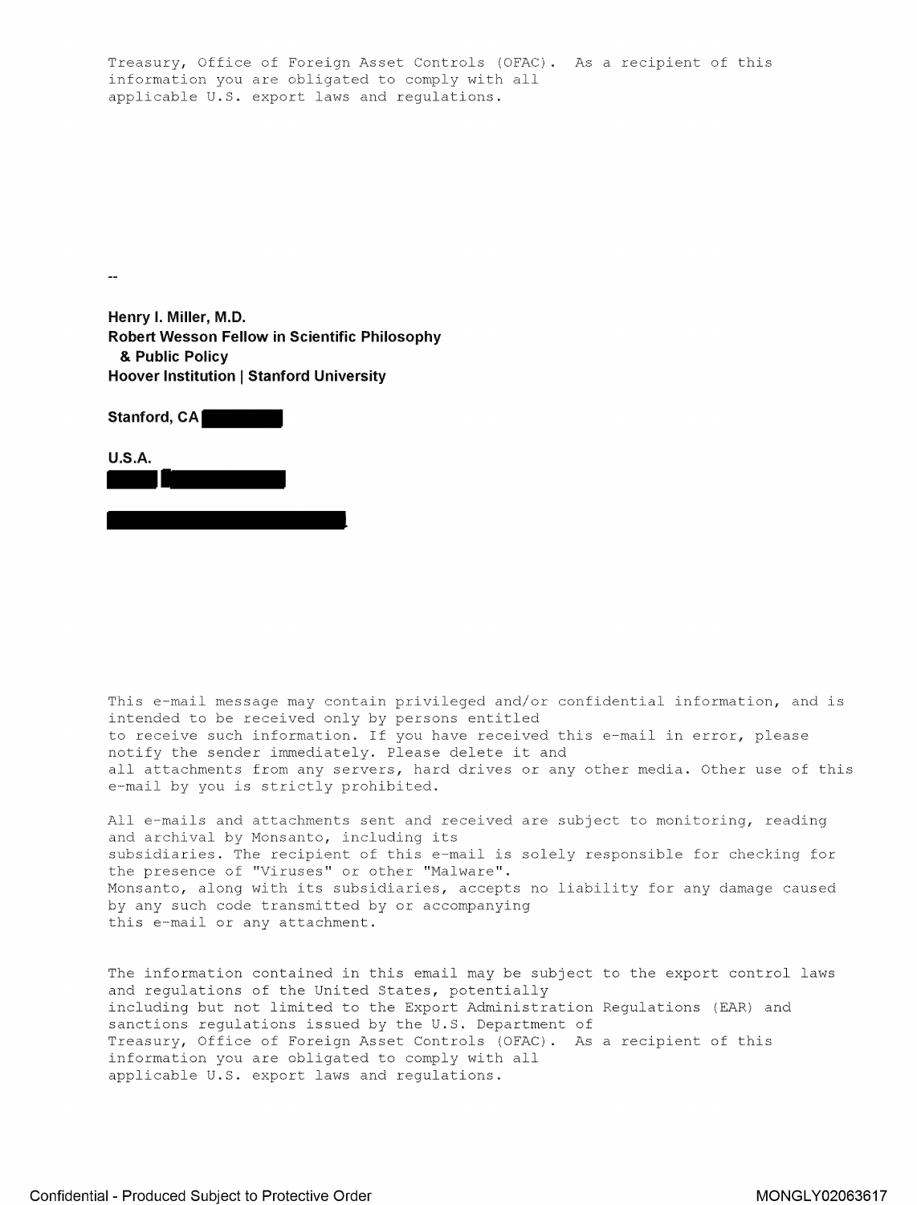Treasury, Office of Foreign Asset Controls (OFAC). As a recipient of this information you are obligated to comply with all applicable U.S. export laws and regulations.

--

**Henry I. Miller, M.D.**
**Robert Wesson Fellow in Scientific Philosophy**
**& Public Policy**
**Hoover Institution | Stanford University**

**Stanford, CA** [REDACTED]

**U.S.A.**
[REDACTED]

[REDACTED]

This e-mail message may contain privileged and/or confidential information, and is intended to be received only by persons entitled to receive such information. If you have received this e-mail in error, please notify the sender immediately. Please delete it and all attachments from any servers, hard drives or any other media. Other use of this e-mail by you is strictly prohibited.

All e-mails and attachments sent and received are subject to monitoring, reading and archival by Monsanto, including its subsidiaries. The recipient of this e-mail is solely responsible for checking for the presence of "Viruses" or other "Malware". Monsanto, along with its subsidiaries, accepts no liability for any damage caused by any such code transmitted by or accompanying this e-mail or any attachment.

The information contained in this email may be subject to the export control laws and regulations of the United States, potentially including but not limited to the Export Administration Regulations (EAR) and sanctions regulations issued by the U.S. Department of Treasury, Office of Foreign Asset Controls (OFAC). As a recipient of this information you are obligated to comply with all applicable U.S. export laws and regulations.

Confidential - Produced Subject to Protective Order MONGLY02063617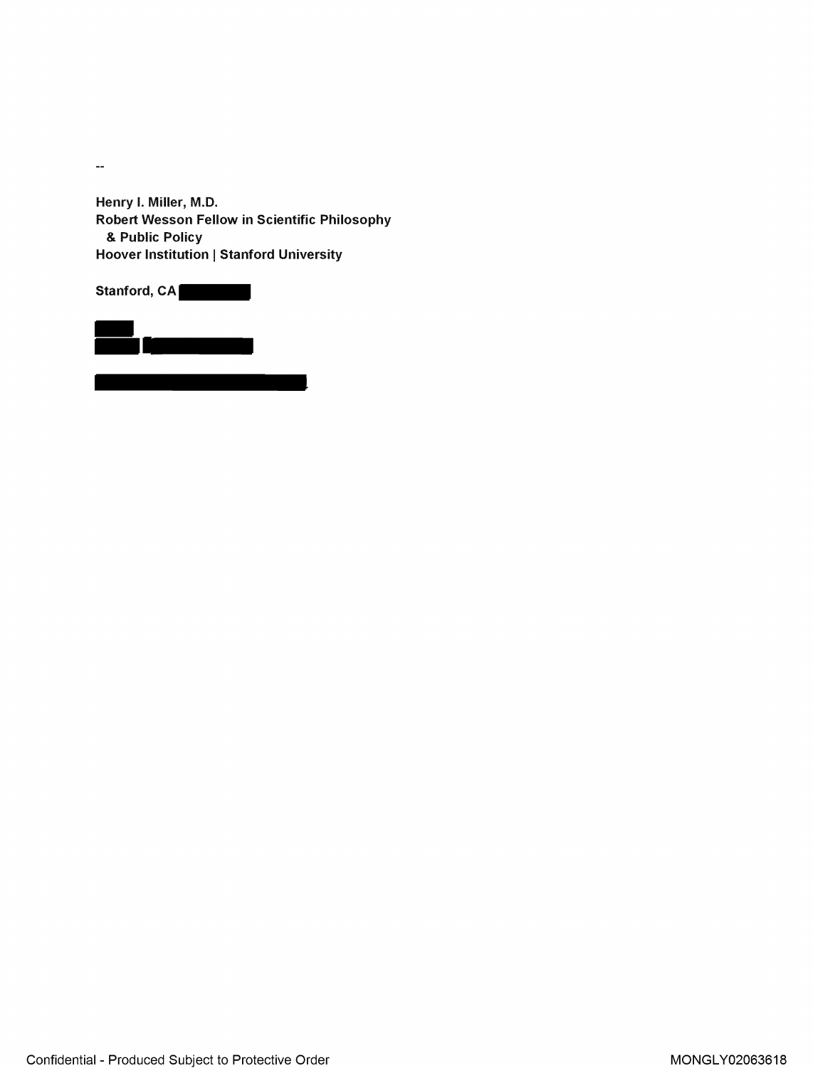--

**Henry I. Miller, M.D.**
**Robert Wesson Fellow in Scientific Philosophy**
**& Public Policy**
**Hoover Institution | Stanford University**

**Stanford, CA**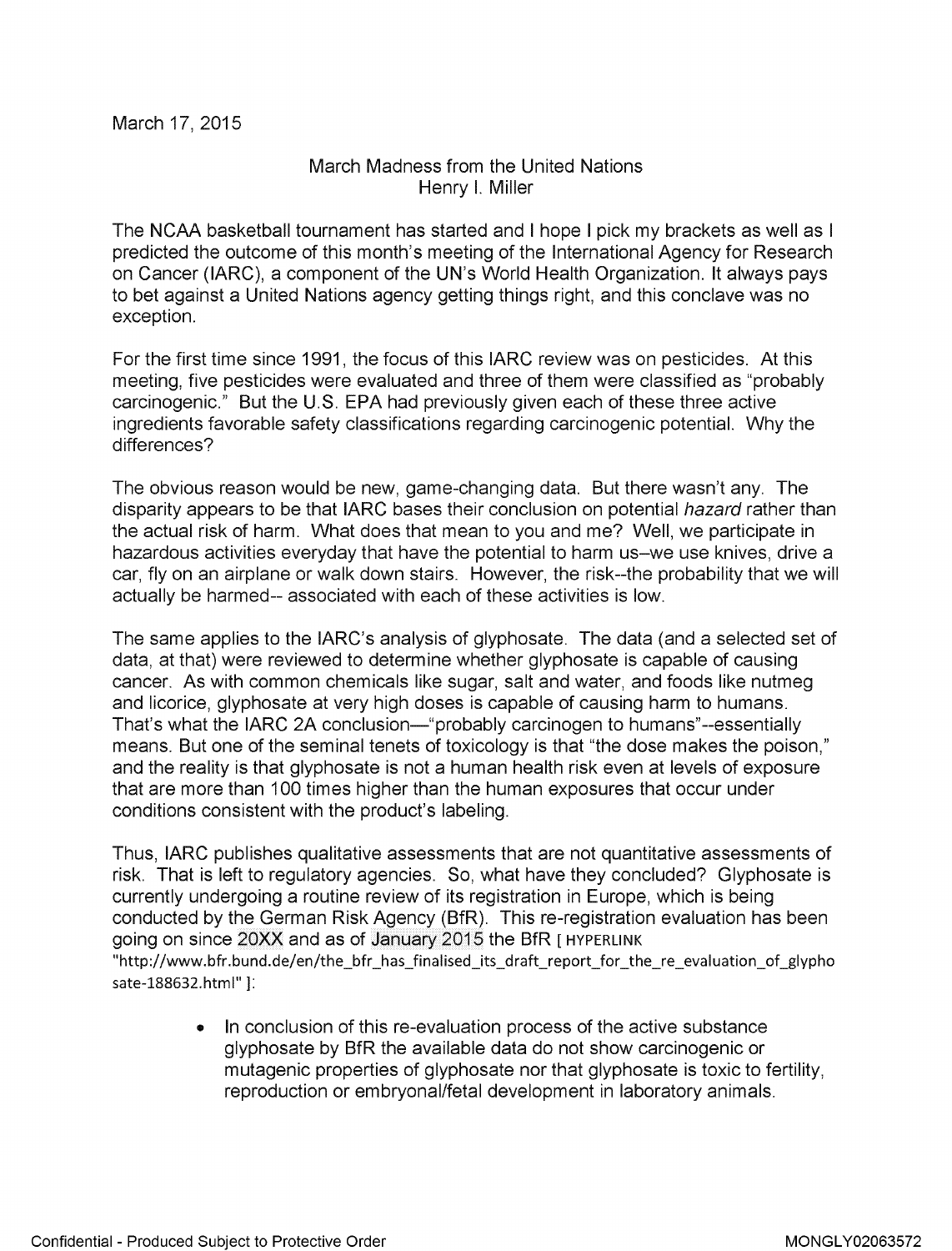March 17, 2015

March Madness from the United Nations
Henry I. Miller

The NCAA basketball tournament has started and I hope I pick my brackets as well as I predicted the outcome of this month's meeting of the International Agency for Research on Cancer (IARC), a component of the UN's World Health Organization. It always pays to bet against a United Nations agency getting things right, and this conclave was no exception.

For the first time since 1991, the focus of this IARC review was on pesticides. At this meeting, five pesticides were evaluated and three of them were classified as "probably carcinogenic." But the U.S. EPA had previously given each of these three active ingredients favorable safety classifications regarding carcinogenic potential. Why the differences?

The obvious reason would be new, game-changing data. But there wasn't any. The disparity appears to be that IARC bases their conclusion on potential *hazard* rather than the actual risk of harm. What does that mean to you and me? Well, we participate in hazardous activities everyday that have the potential to harm us–we use knives, drive a car, fly on an airplane or walk down stairs. However, the risk--the probability that we will actually be harmed-- associated with each of these activities is low.

The same applies to the IARC's analysis of glyphosate. The data (and a selected set of data, at that) were reviewed to determine whether glyphosate is capable of causing cancer. As with common chemicals like sugar, salt and water, and foods like nutmeg and licorice, glyphosate at very high doses is capable of causing harm to humans. That's what the IARC 2A conclusion—"probably carcinogen to humans"--essentially means. But one of the seminal tenets of toxicology is that "the dose makes the poison," and the reality is that glyphosate is not a human health risk even at levels of exposure that are more than 100 times higher than the human exposures that occur under conditions consistent with the product's labeling.

Thus, IARC publishes qualitative assessments that are not quantitative assessments of risk. That is left to regulatory agencies. So, what have they concluded? Glyphosate is currently undergoing a routine review of its registration in Europe, which is being conducted by the German Risk Agency (BfR). This re-registration evaluation has been going on since 20XX and as of January 2015 the BfR [ HYPERLINK "http://www.bfr.bund.de/en/the_bfr_has_finalised_its_draft_report_for_the_re_evaluation_of_glyphosate-188632.html" ]:

- In conclusion of this re-evaluation process of the active substance glyphosate by BfR the available data do not show carcinogenic or mutagenic properties of glyphosate nor that glyphosate is toxic to fertility, reproduction or embryonal/fetal development in laboratory animals.

Confidential - Produced Subject to Protective Order MONGLY02063572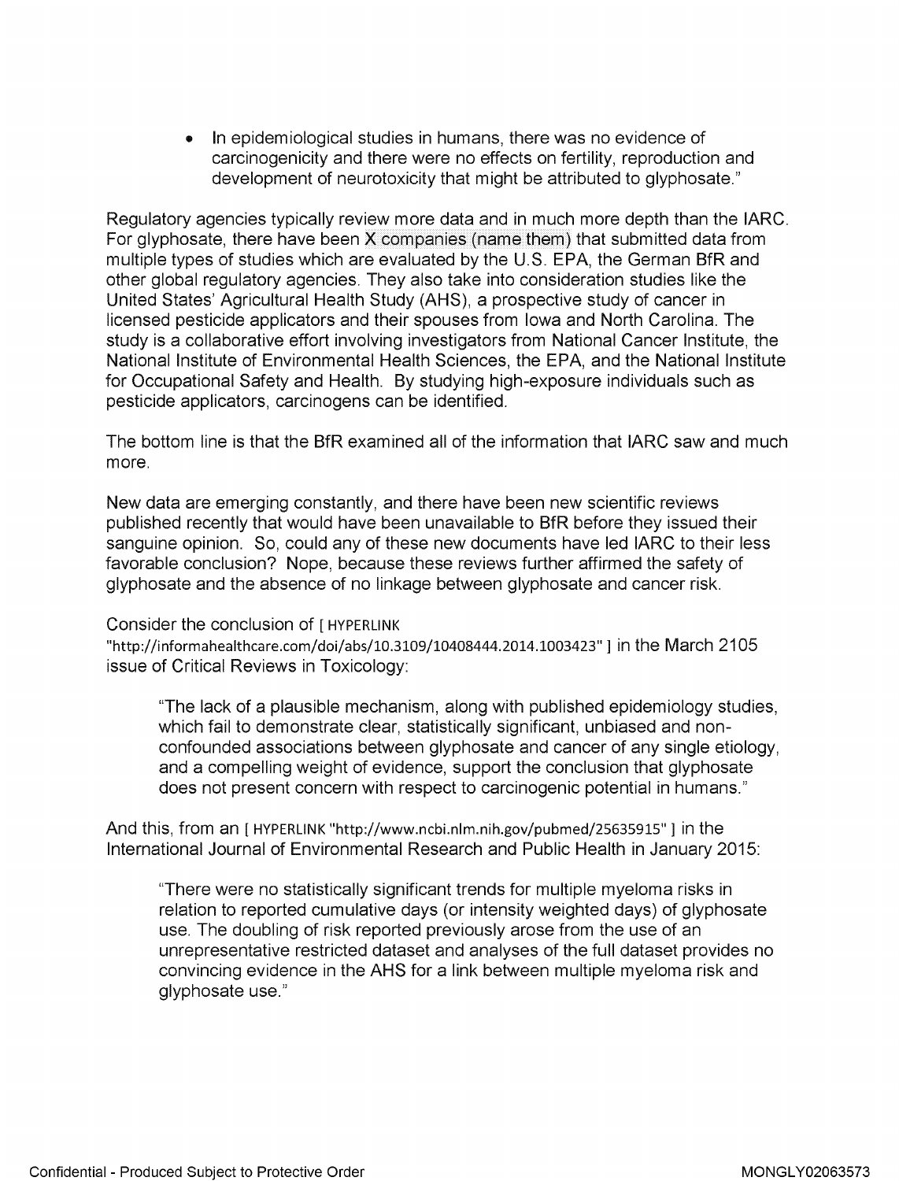- In epidemiological studies in humans, there was no evidence of carcinogenicity and there were no effects on fertility, reproduction and development of neurotoxicity that might be attributed to glyphosate."

Regulatory agencies typically review more data and in much more depth than the IARC. For glyphosate, there have been X companies (name them) that submitted data from multiple types of studies which are evaluated by the U.S. EPA, the German BfR and other global regulatory agencies. They also take into consideration studies like the United States' Agricultural Health Study (AHS), a prospective study of cancer in licensed pesticide applicators and their spouses from Iowa and North Carolina. The study is a collaborative effort involving investigators from National Cancer Institute, the National Institute of Environmental Health Sciences, the EPA, and the National Institute for Occupational Safety and Health. By studying high-exposure individuals such as pesticide applicators, carcinogens can be identified.

The bottom line is that the BfR examined all of the information that IARC saw and much more.

New data are emerging constantly, and there have been new scientific reviews published recently that would have been unavailable to BfR before they issued their sanguine opinion. So, could any of these new documents have led IARC to their less favorable conclusion? Nope, because these reviews further affirmed the safety of glyphosate and the absence of no linkage between glyphosate and cancer risk.

Consider the conclusion of [ HYPERLINK "http://informahealthcare.com/doi/abs/10.3109/10408444.2014.1003423" ] in the March 2105 issue of Critical Reviews in Toxicology:

> "The lack of a plausible mechanism, along with published epidemiology studies, which fail to demonstrate clear, statistically significant, unbiased and non-confounded associations between glyphosate and cancer of any single etiology, and a compelling weight of evidence, support the conclusion that glyphosate does not present concern with respect to carcinogenic potential in humans."

And this, from an [ HYPERLINK "http://www.ncbi.nlm.nih.gov/pubmed/25635915" ] in the International Journal of Environmental Research and Public Health in January 2015:

> "There were no statistically significant trends for multiple myeloma risks in relation to reported cumulative days (or intensity weighted days) of glyphosate use. The doubling of risk reported previously arose from the use of an unrepresentative restricted dataset and analyses of the full dataset provides no convincing evidence in the AHS for a link between multiple myeloma risk and glyphosate use."

Confidential - Produced Subject to Protective Order

MONGLY02063573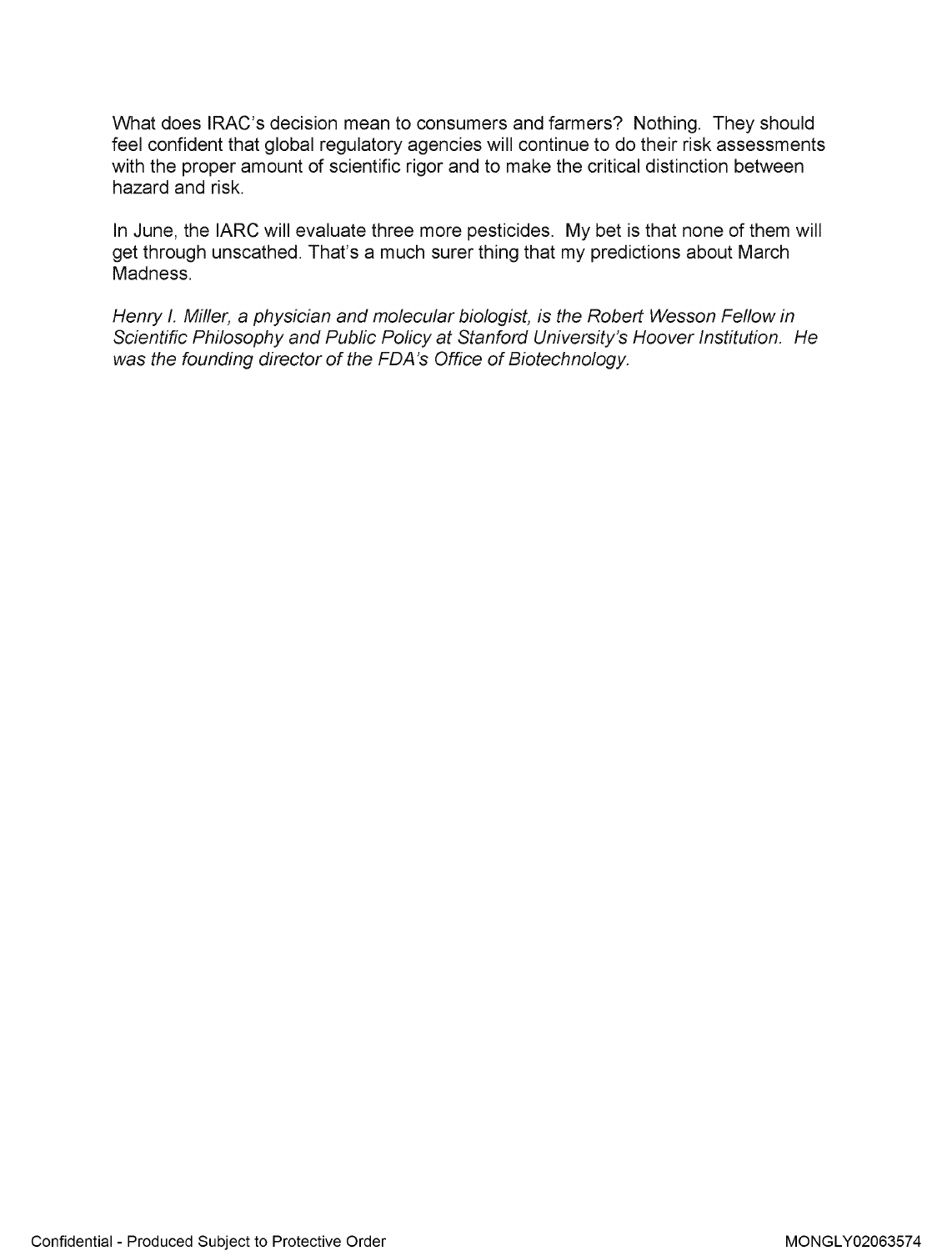What does IRAC's decision mean to consumers and farmers? Nothing. They should feel confident that global regulatory agencies will continue to do their risk assessments with the proper amount of scientific rigor and to make the critical distinction between hazard and risk.

In June, the IARC will evaluate three more pesticides. My bet is that none of them will get through unscathed. That's a much surer thing that my predictions about March Madness.

*Henry I. Miller, a physician and molecular biologist, is the Robert Wesson Fellow in Scientific Philosophy and Public Policy at Stanford University's Hoover Institution. He was the founding director of the FDA's Office of Biotechnology.*

Confidential - Produced Subject to Protective Order

MONGLY02063574